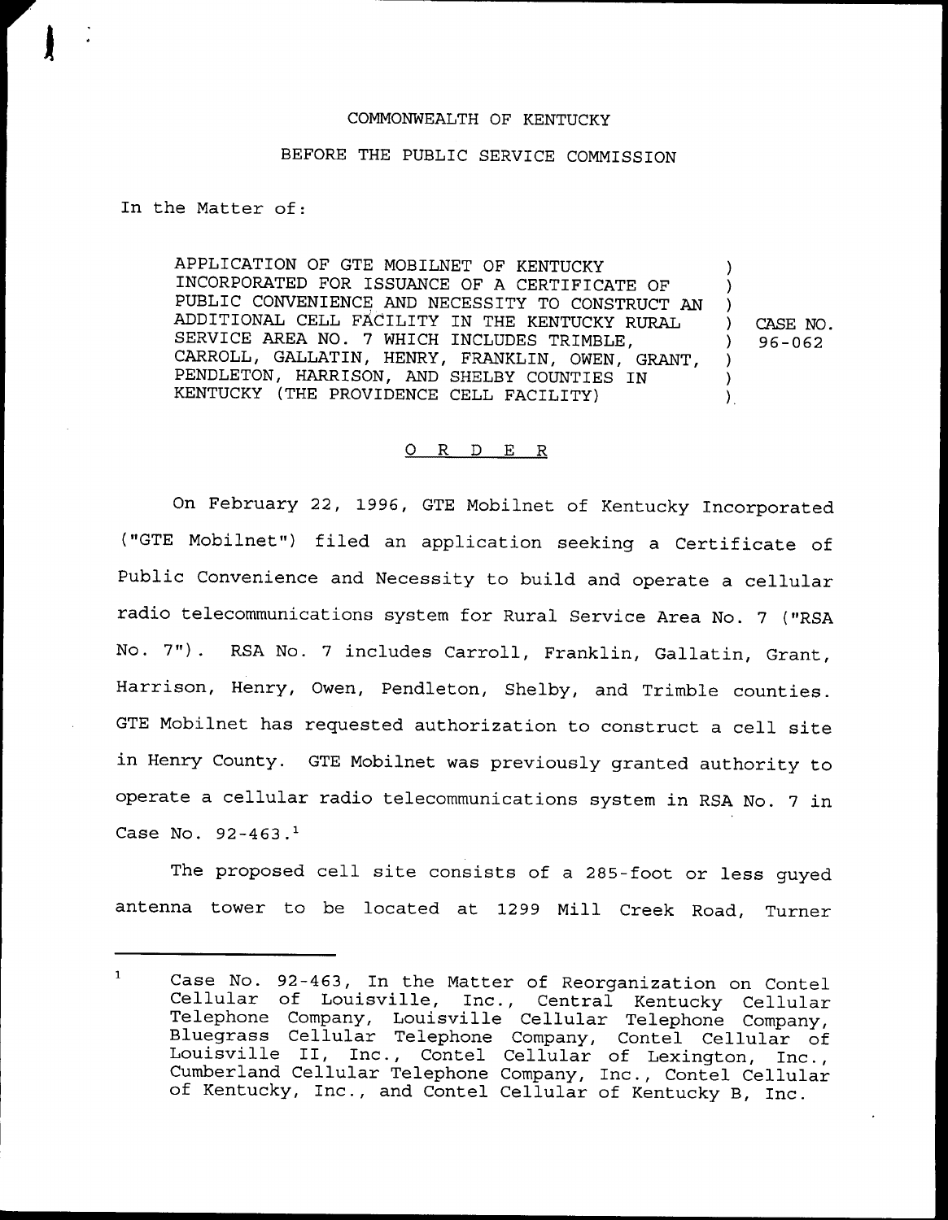COMMONWEALTH OF KENTUCKY

BEFORE THE PUBLIC SERVICE COMMISSION

In the Matter of:

| | | |
|---|---|---|
| APPLICATION OF GTE MOBILNET OF KENTUCKY INCORPORATED FOR ISSUANCE OF A CERTIFICATE OF PUBLIC CONVENIENCE AND NECESSITY TO CONSTRUCT AN ADDITIONAL CELL FACILITY IN THE KENTUCKY RURAL SERVICE AREA NO. 7 WHICH INCLUDES TRIMBLE, CARROLL, GALLATIN, HENRY, FRANKLIN, OWEN, GRANT, PENDLETON, HARRISON, AND SHELBY COUNTIES IN KENTUCKY (THE PROVIDENCE CELL FACILITY) | ) | CASE NO. 96-062 |

## O R D E R

On February 22, 1996, GTE Mobilnet of Kentucky Incorporated ("GTE Mobilnet") filed an application seeking a Certificate of Public Convenience and Necessity to build and operate a cellular radio telecommunications system for Rural Service Area No. 7 ("RSA No. 7"). RSA No. 7 includes Carroll, Franklin, Gallatin, Grant, Harrison, Henry, Owen, Pendleton, Shelby, and Trimble counties. GTE Mobilnet has requested authorization to construct a cell site in Henry County. GTE Mobilnet was previously granted authority to operate a cellular radio telecommunications system in RSA No. 7 in Case No. 92-463.[1]

The proposed cell site consists of a 285-foot or less guyed antenna tower to be located at 1299 Mill Creek Road, Turner

---

[1] Case No. 92-463, In the Matter of Reorganization on Contel Cellular of Louisville, Inc., Central Kentucky Cellular Telephone Company, Louisville Cellular Telephone Company, Bluegrass Cellular Telephone Company, Contel Cellular of Louisville II, Inc., Contel Cellular of Lexington, Inc., Cumberland Cellular Telephone Company, Inc., Contel Cellular of Kentucky, Inc., and Contel Cellular of Kentucky B, Inc.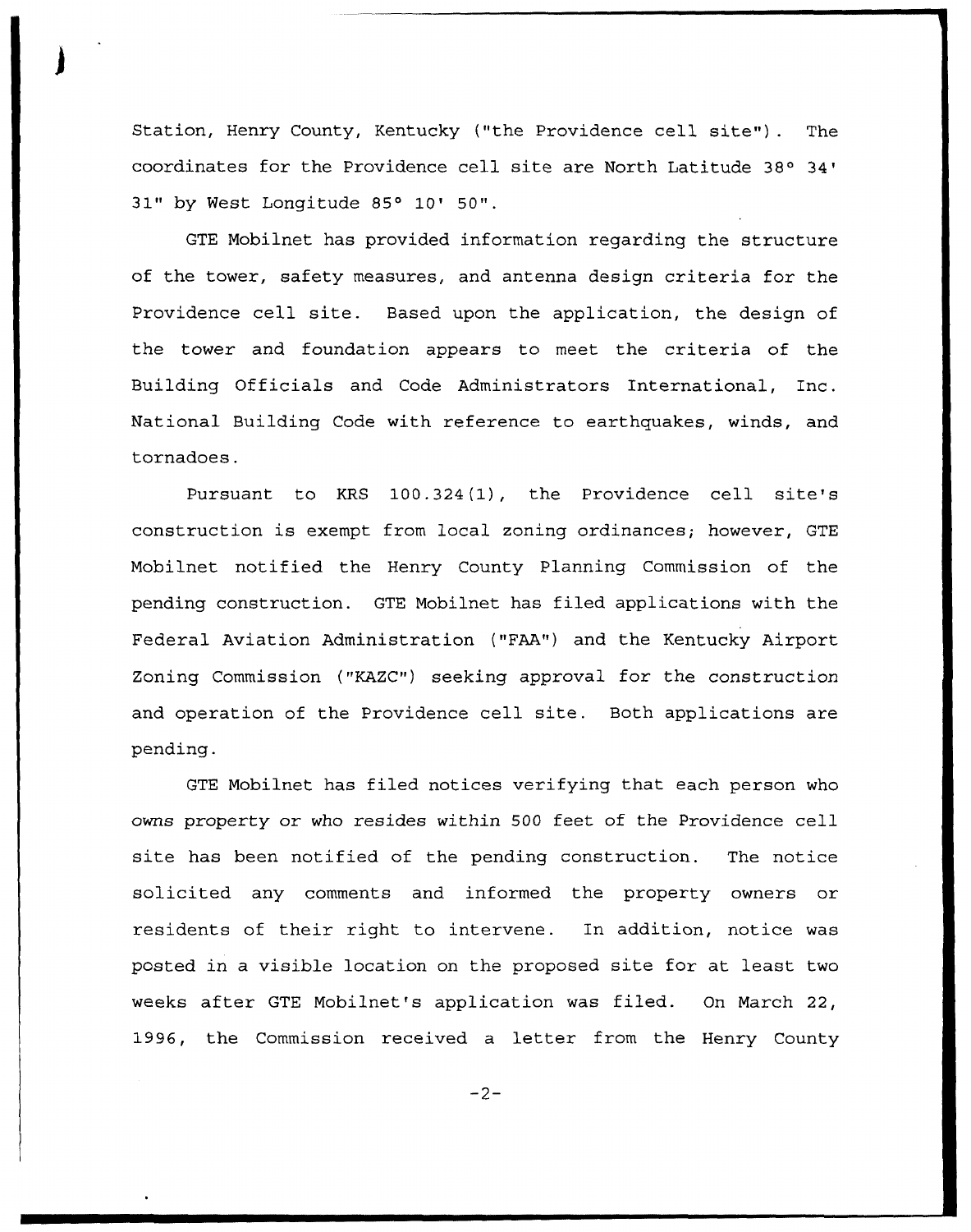Station, Henry County, Kentucky ("the Providence cell site"). The coordinates for the Providence cell site are North Latitude 38° 34' 31" by West Longitude 85° 10' 50".

GTE Mobilnet has provided information regarding the structure of the tower, safety measures, and antenna design criteria for the Providence cell site. Based upon the application, the design of the tower and foundation appears to meet the criteria of the Building Officials and Code Administrators International, Inc. National Building Code with reference to earthquakes, winds, and tornadoes.

Pursuant to KRS 100.324(1), the Providence cell site's construction is exempt from local zoning ordinances; however, GTE Mobilnet notified the Henry County Planning Commission of the pending construction. GTE Mobilnet has filed applications with the Federal Aviation Administration ("FAA") and the Kentucky Airport Zoning Commission ("KAZC") seeking approval for the construction and operation of the Providence cell site. Both applications are pending.

GTE Mobilnet has filed notices verifying that each person who owns property or who resides within 500 feet of the Providence cell site has been notified of the pending construction. The notice solicited any comments and informed the property owners or residents of their right to intervene. In addition, notice was posted in a visible location on the proposed site for at least two weeks after GTE Mobilnet's application was filed. On March 22, 1996, the Commission received a letter from the Henry County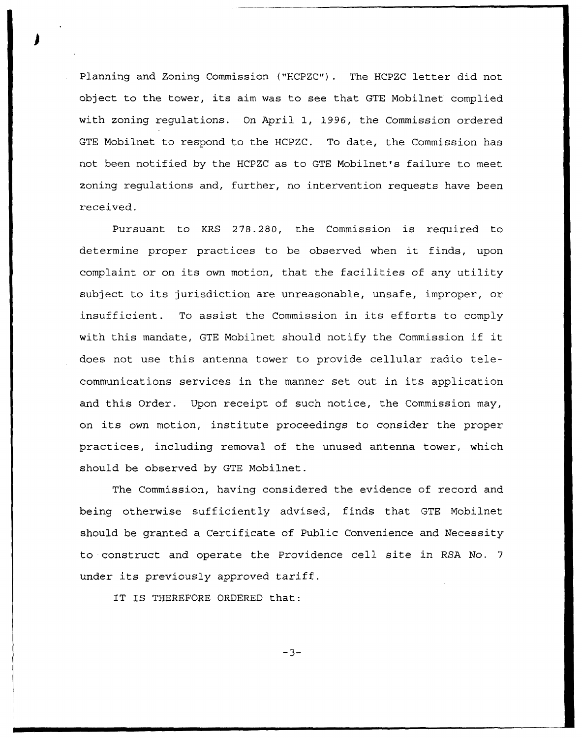Planning and Zoning Commission ("HCPZC"). The HCPZC letter did not object to the tower, its aim was to see that GTE Mobilnet complied with zoning regulations. On April 1, 1996, the Commission ordered GTE Mobilnet to respond to the HCPZC. To date, the Commission has not been notified by the HCPZC as to GTE Mobilnet's failure to meet zoning regulations and, further, no intervention requests have been received.

Pursuant to KRS 278.280, the Commission is required to determine proper practices to be observed when it finds, upon complaint or on its own motion, that the facilities of any utility subject to its jurisdiction are unreasonable, unsafe, improper, or insufficient. To assist the Commission in its efforts to comply with this mandate, GTE Mobilnet should notify the Commission if it does not use this antenna tower to provide cellular radio telecommunications services in the manner set out in its application and this Order. Upon receipt of such notice, the Commission may, on its own motion, institute proceedings to consider the proper practices, including removal of the unused antenna tower, which should be observed by GTE Mobilnet.

The Commission, having considered the evidence of record and being otherwise sufficiently advised, finds that GTE Mobilnet should be granted a Certificate of Public Convenience and Necessity to construct and operate the Providence cell site in RSA No. 7 under its previously approved tariff.

IT IS THEREFORE ORDERED that: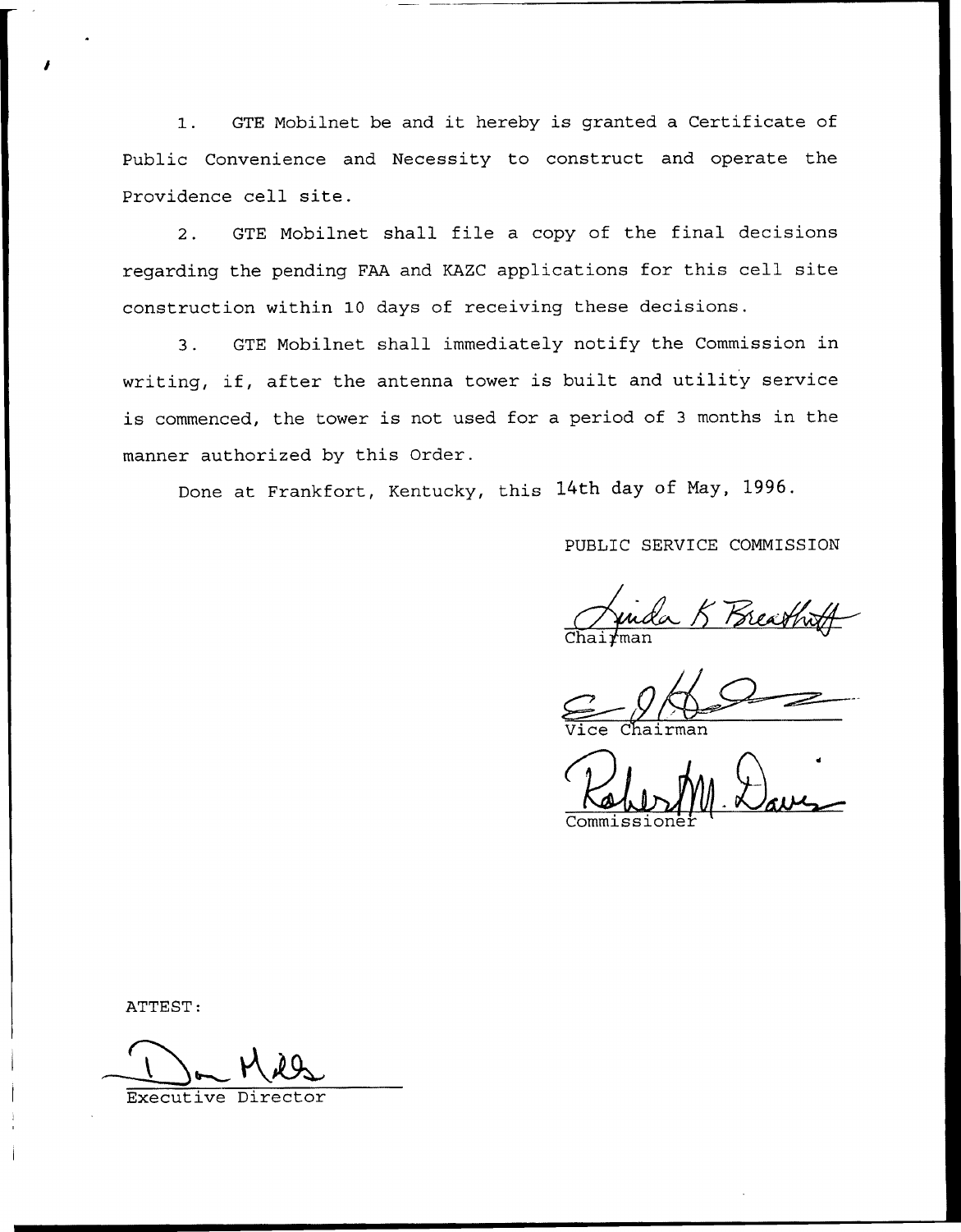1. GTE Mobilnet be and it hereby is granted a Certificate of Public Convenience and Necessity to construct and operate the Providence cell site.

2. GTE Mobilnet shall file a copy of the final decisions regarding the pending FAA and KAZC applications for this cell site construction within 10 days of receiving these decisions.

3. GTE Mobilnet shall immediately notify the Commission in writing, if, after the antenna tower is built and utility service is commenced, the tower is not used for a period of 3 months in the manner authorized by this Order.

Done at Frankfort, Kentucky, this 14th day of May, 1996.

PUBLIC SERVICE COMMISSION

Linda K Breathitt
Chairman

Vice Chairman

Robert M. Davis
Commissioner

ATTEST:

Don Mills
Executive Director